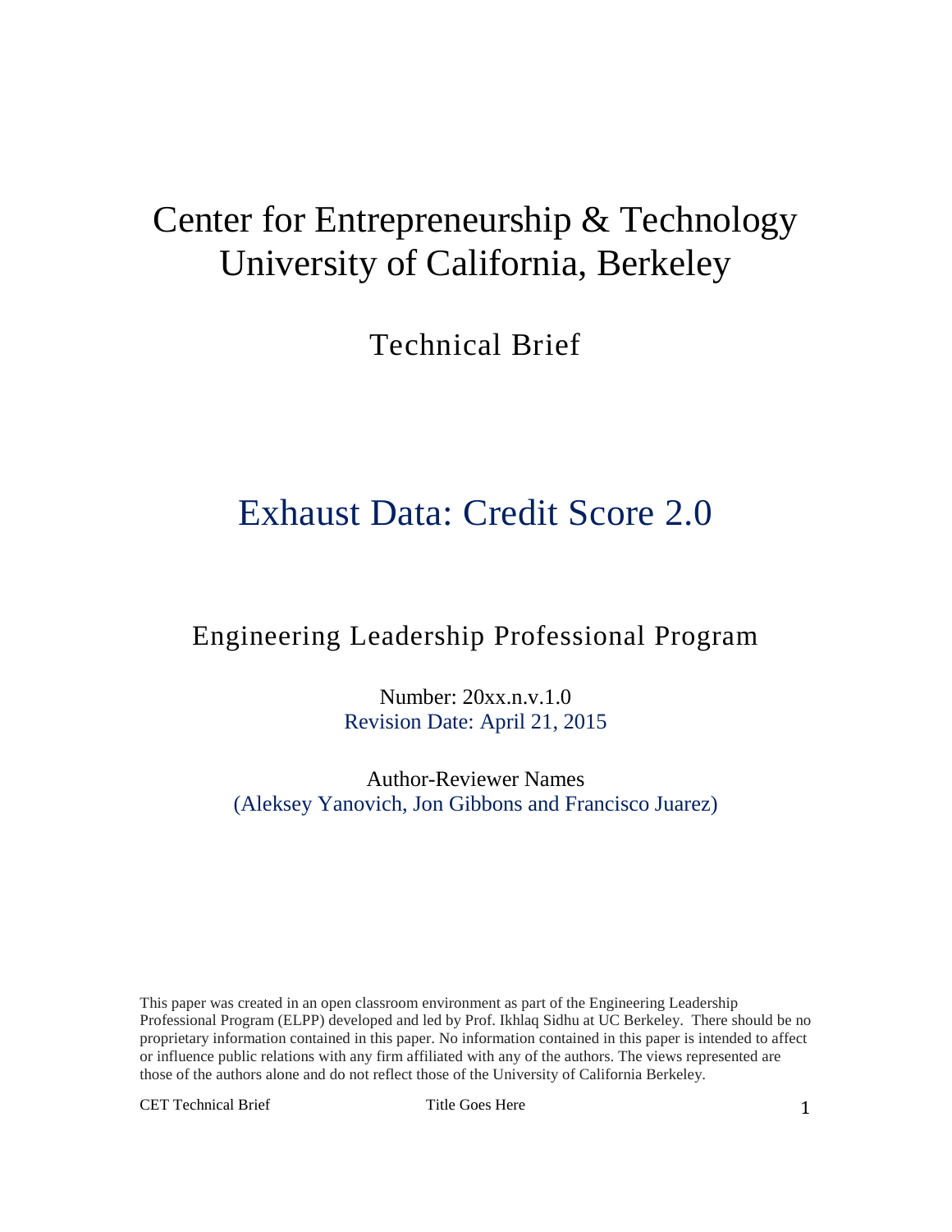# Center for Entrepreneurship & Technology
# University of California, Berkeley

## Technical Brief

# Exhaust Data: Credit Score 2.0

## Engineering Leadership Professional Program

Number: 20xx.n.v.1.0
Revision Date: April 21, 2015

Author-Reviewer Names
(Aleksey Yanovich, Jon Gibbons and Francisco Juarez)

This paper was created in an open classroom environment as part of the Engineering Leadership Professional Program (ELPP) developed and led by Prof. Ikhlaq Sidhu at UC Berkeley. There should be no proprietary information contained in this paper. No information contained in this paper is intended to affect or influence public relations with any firm affiliated with any of the authors. The views represented are those of the authors alone and do not reflect those of the University of California Berkeley.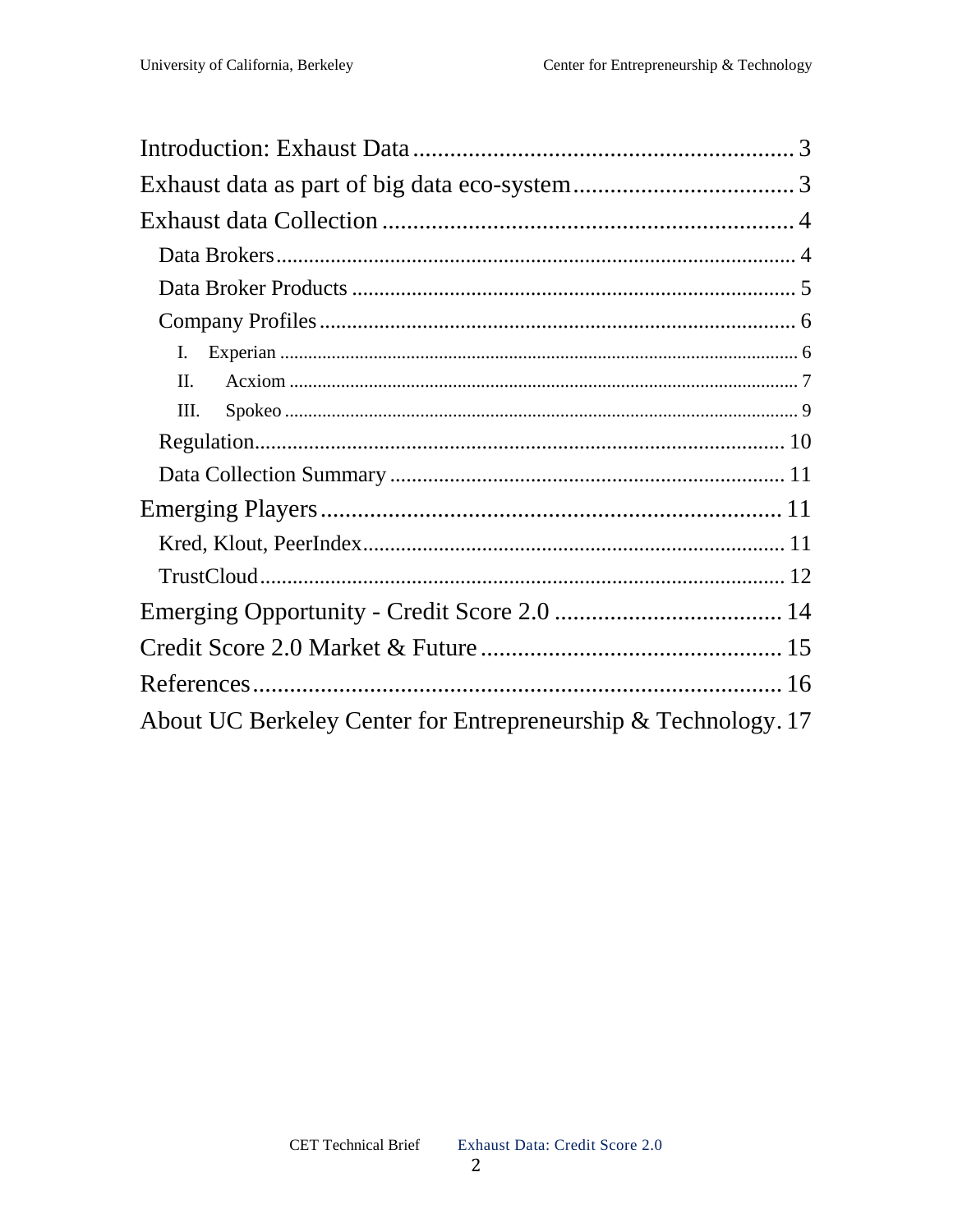Introduction: Exhaust Data ........ 3

Exhaust data as part of big data eco-system ........ 3

Exhaust data Collection ........ 4

- Data Brokers ........ 4
- Data Broker Products ........ 5
- Company Profiles ........ 6
  - I. Experian ........ 6
  - II. Acxiom ........ 7
  - III. Spokeo ........ 9
- Regulation ........ 10
- Data Collection Summary ........ 11

Emerging Players ........ 11

- Kred, Klout, PeerIndex ........ 11
- TrustCloud ........ 12

Emerging Opportunity - Credit Score 2.0 ........ 14

Credit Score 2.0 Market & Future ........ 15

References ........ 16

About UC Berkeley Center for Entrepreneurship & Technology ........ 17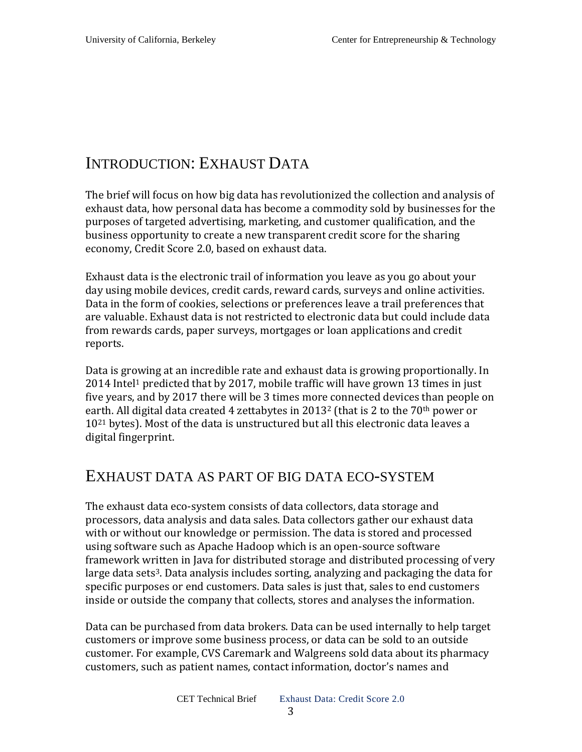# INTRODUCTION: EXHAUST DATA

The brief will focus on how big data has revolutionized the collection and analysis of exhaust data, how personal data has become a commodity sold by businesses for the purposes of targeted advertising, marketing, and customer qualification, and the business opportunity to create a new transparent credit score for the sharing economy, Credit Score 2.0, based on exhaust data.

Exhaust data is the electronic trail of information you leave as you go about your day using mobile devices, credit cards, reward cards, surveys and online activities. Data in the form of cookies, selections or preferences leave a trail preferences that are valuable. Exhaust data is not restricted to electronic data but could include data from rewards cards, paper surveys, mortgages or loan applications and credit reports.

Data is growing at an incredible rate and exhaust data is growing proportionally. In 2014 Intel[1] predicted that by 2017, mobile traffic will have grown 13 times in just five years, and by 2017 there will be 3 times more connected devices than people on earth. All digital data created 4 zettabytes in 2013[2] (that is 2 to the 70$^{th}$ power or $10^{21}$ bytes). Most of the data is unstructured but all this electronic data leaves a digital fingerprint.

# EXHAUST DATA AS PART OF BIG DATA ECO-SYSTEM

The exhaust data eco-system consists of data collectors, data storage and processors, data analysis and data sales. Data collectors gather our exhaust data with or without our knowledge or permission. The data is stored and processed using software such as Apache Hadoop which is an open-source software framework written in Java for distributed storage and distributed processing of very large data sets[3]. Data analysis includes sorting, analyzing and packaging the data for specific purposes or end customers. Data sales is just that, sales to end customers inside or outside the company that collects, stores and analyses the information.

Data can be purchased from data brokers. Data can be used internally to help target customers or improve some business process, or data can be sold to an outside customer. For example, CVS Caremark and Walgreens sold data about its pharmacy customers, such as patient names, contact information, doctor's names and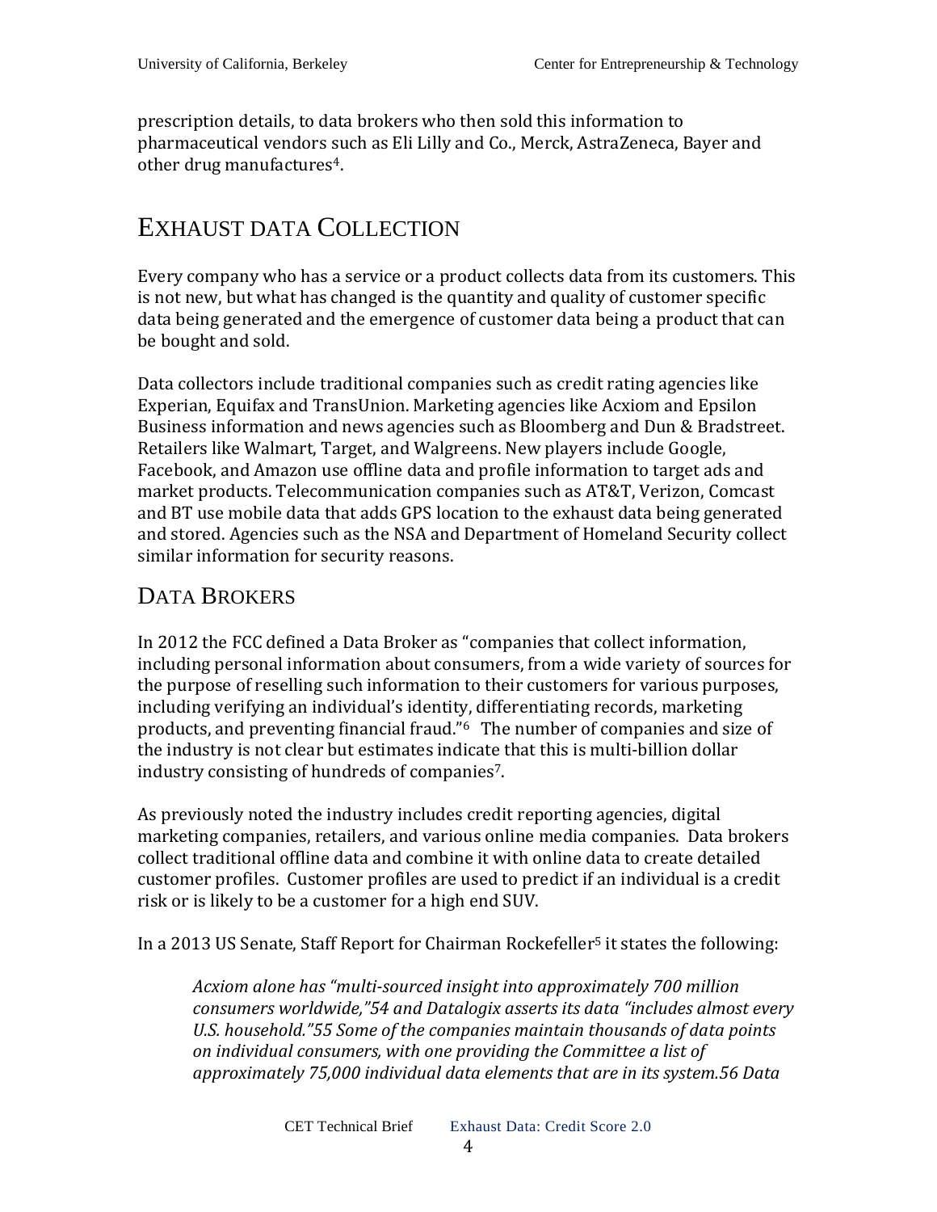prescription details, to data brokers who then sold this information to pharmaceutical vendors such as Eli Lilly and Co., Merck, AstraZeneca, Bayer and other drug manufactures[4].

# EXHAUST DATA COLLECTION

Every company who has a service or a product collects data from its customers. This is not new, but what has changed is the quantity and quality of customer specific data being generated and the emergence of customer data being a product that can be bought and sold.

Data collectors include traditional companies such as credit rating agencies like Experian, Equifax and TransUnion. Marketing agencies like Acxiom and Epsilon Business information and news agencies such as Bloomberg and Dun & Bradstreet. Retailers like Walmart, Target, and Walgreens. New players include Google, Facebook, and Amazon use offline data and profile information to target ads and market products. Telecommunication companies such as AT&T, Verizon, Comcast and BT use mobile data that adds GPS location to the exhaust data being generated and stored. Agencies such as the NSA and Department of Homeland Security collect similar information for security reasons.

## DATA BROKERS

In 2012 the FCC defined a Data Broker as "companies that collect information, including personal information about consumers, from a wide variety of sources for the purpose of reselling such information to their customers for various purposes, including verifying an individual's identity, differentiating records, marketing products, and preventing financial fraud."[6] The number of companies and size of the industry is not clear but estimates indicate that this is multi-billion dollar industry consisting of hundreds of companies[7].

As previously noted the industry includes credit reporting agencies, digital marketing companies, retailers, and various online media companies. Data brokers collect traditional offline data and combine it with online data to create detailed customer profiles. Customer profiles are used to predict if an individual is a credit risk or is likely to be a customer for a high end SUV.

In a 2013 US Senate, Staff Report for Chairman Rockefeller[5] it states the following:

> *Acxiom alone has "multi-sourced insight into approximately 700 million consumers worldwide,"54 and Datalogix asserts its data "includes almost every U.S. household."55 Some of the companies maintain thousands of data points on individual consumers, with one providing the Committee a list of approximately 75,000 individual data elements that are in its system.56 Data*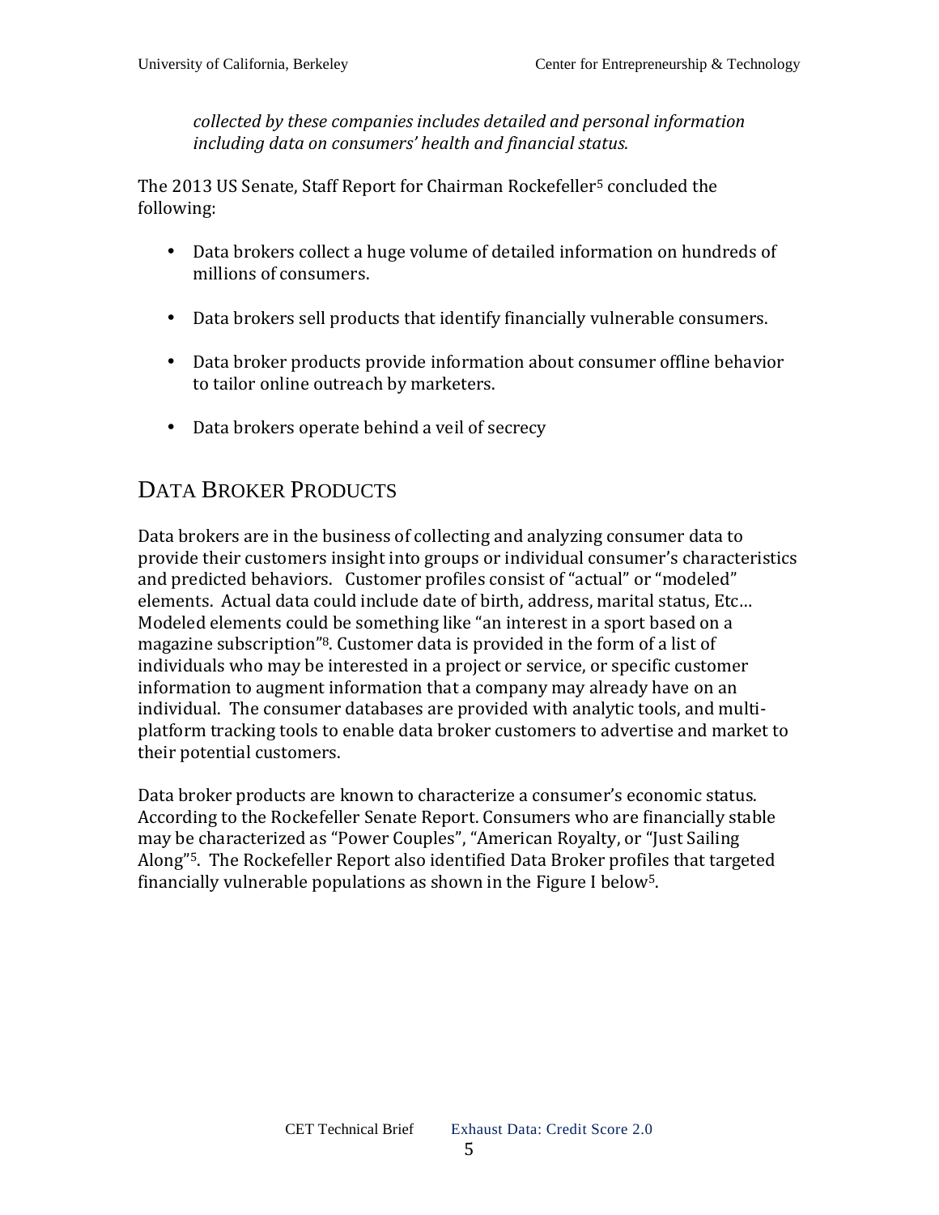*collected by these companies includes detailed and personal information including data on consumers' health and financial status.*

The 2013 US Senate, Staff Report for Chairman Rockefeller[5] concluded the following:

- Data brokers collect a huge volume of detailed information on hundreds of millions of consumers.
- Data brokers sell products that identify financially vulnerable consumers.
- Data broker products provide information about consumer offline behavior to tailor online outreach by marketers.
- Data brokers operate behind a veil of secrecy

## DATA BROKER PRODUCTS

Data brokers are in the business of collecting and analyzing consumer data to provide their customers insight into groups or individual consumer's characteristics and predicted behaviors. Customer profiles consist of "actual" or "modeled" elements. Actual data could include date of birth, address, marital status, Etc… Modeled elements could be something like "an interest in a sport based on a magazine subscription"[8]. Customer data is provided in the form of a list of individuals who may be interested in a project or service, or specific customer information to augment information that a company may already have on an individual. The consumer databases are provided with analytic tools, and multi-platform tracking tools to enable data broker customers to advertise and market to their potential customers.

Data broker products are known to characterize a consumer's economic status. According to the Rockefeller Senate Report. Consumers who are financially stable may be characterized as "Power Couples", "American Royalty, or "Just Sailing Along"[5]. The Rockefeller Report also identified Data Broker profiles that targeted financially vulnerable populations as shown in the Figure I below[5].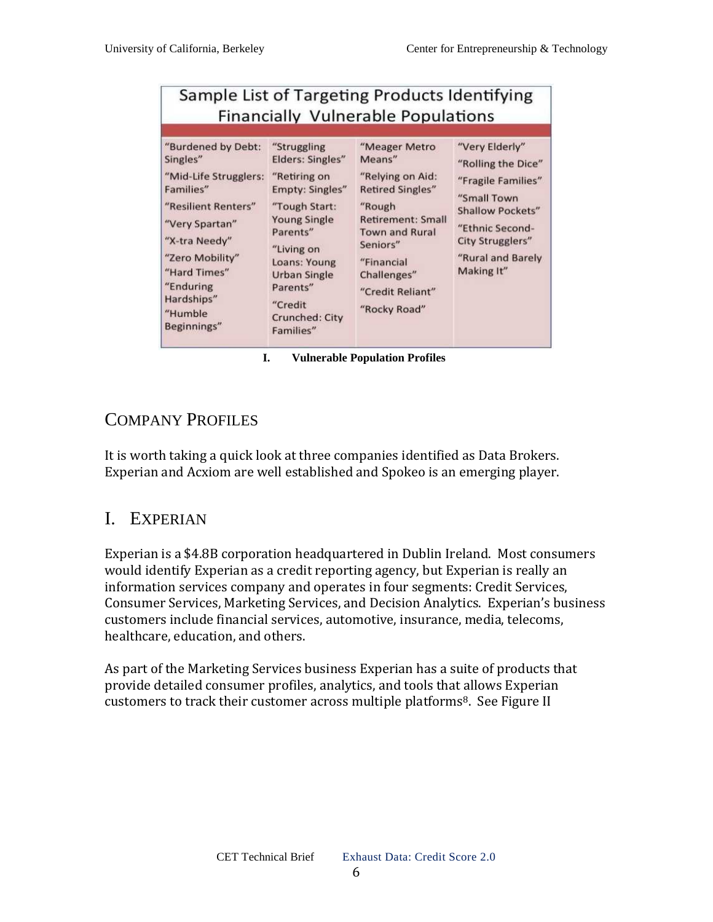| Sample List of Targeting Products Identifying Financially Vulnerable Populations | | | |
|---|---|---|---|
| "Burdened by Debt: Singles" | "Struggling Elders: Singles" | "Meager Metro Means" | "Very Elderly" |
| "Mid-Life Strugglers: Families" | "Retiring on Empty: Singles" | "Relying on Aid: Retired Singles" | "Rolling the Dice" |
| "Resilient Renters" | "Tough Start: Young Single Parents" | "Rough Retirement: Small Town and Rural Seniors" | "Fragile Families" |
| "Very Spartan" | "Living on Loans: Young Urban Single Parents" | "Financial Challenges" | "Small Town Shallow Pockets" |
| "X-tra Needy" | "Credit Crunched: City Families" | "Credit Reliant" | "Ethnic Second-City Strugglers" |
| "Zero Mobility" | | "Rocky Road" | "Rural and Barely Making It" |
| "Hard Times" | | | |
| "Enduring Hardships" | | | |
| "Humble Beginnings" | | | |

**I. Vulnerable Population Profiles**

## COMPANY PROFILES

It is worth taking a quick look at three companies identified as Data Brokers. Experian and Acxiom are well established and Spokeo is an emerging player.

## I. EXPERIAN

Experian is a $4.8B corporation headquartered in Dublin Ireland. Most consumers would identify Experian as a credit reporting agency, but Experian is really an information services company and operates in four segments: Credit Services, Consumer Services, Marketing Services, and Decision Analytics. Experian's business customers include financial services, automotive, insurance, media, telecoms, healthcare, education, and others.

As part of the Marketing Services business Experian has a suite of products that provide detailed consumer profiles, analytics, and tools that allows Experian customers to track their customer across multiple platforms[8]. See Figure II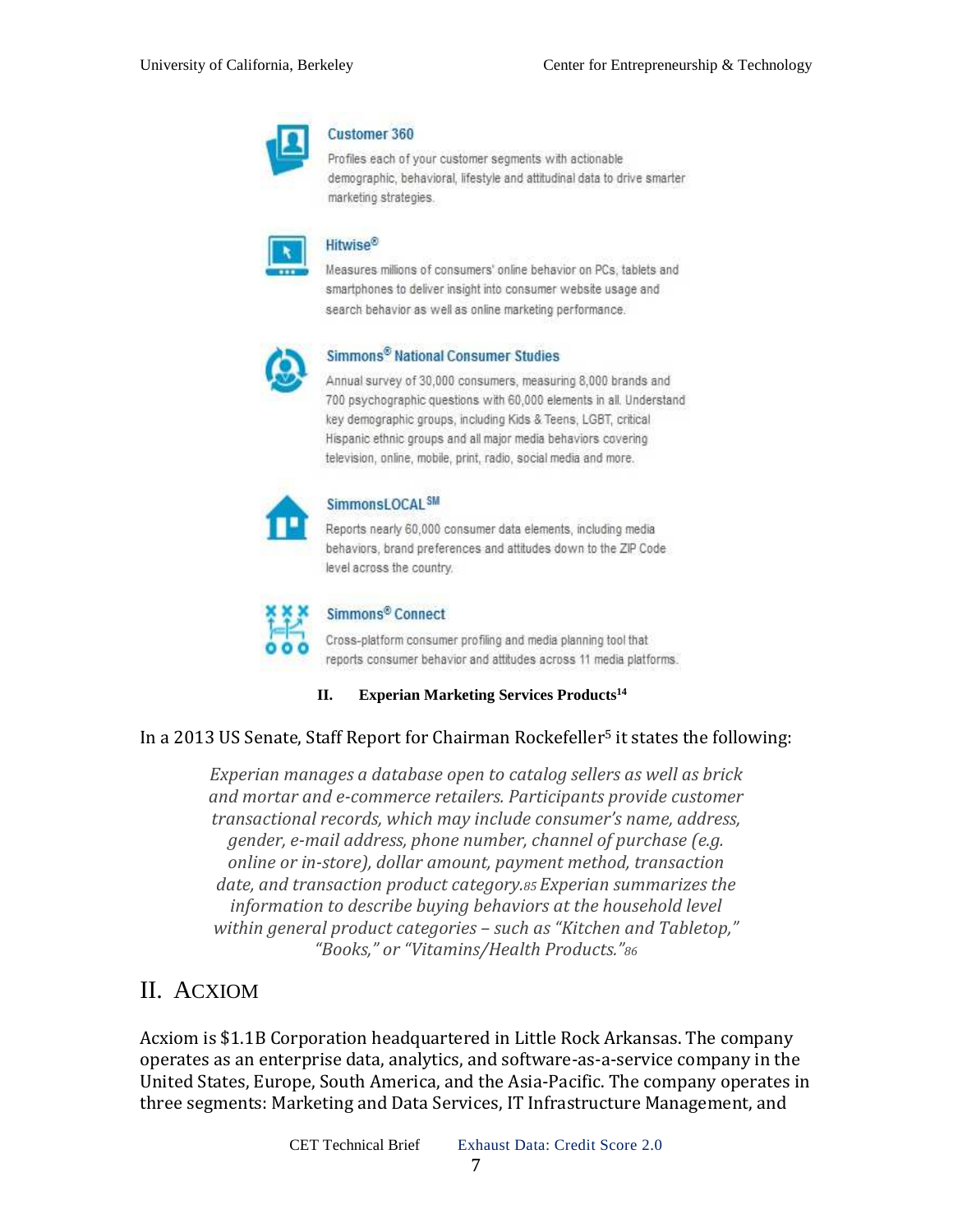**Customer 360**

Profiles each of your customer segments with actionable demographic, behavioral, lifestyle and attitudinal data to drive smarter marketing strategies.

**Hitwise®**

Measures millions of consumers' online behavior on PCs, tablets and smartphones to deliver insight into consumer website usage and search behavior as well as online marketing performance.

**Simmons® National Consumer Studies**

Annual survey of 30,000 consumers, measuring 8,000 brands and 700 psychographic questions with 60,000 elements in all. Understand key demographic groups, including Kids & Teens, LGBT, critical Hispanic ethnic groups and all major media behaviors covering television, online, mobile, print, radio, social media and more.

**SimmonsLOCAL℠**

Reports nearly 60,000 consumer data elements, including media behaviors, brand preferences and attitudes down to the ZIP Code level across the country.

**Simmons® Connect**

Cross-platform consumer profiling and media planning tool that reports consumer behavior and attitudes across 11 media platforms.

**II. Experian Marketing Services Products[14]**

In a 2013 US Senate, Staff Report for Chairman Rockefeller[5] it states the following:

> *Experian manages a database open to catalog sellers as well as brick and mortar and e-commerce retailers. Participants provide customer transactional records, which may include consumer's name, address, gender, e-mail address, phone number, channel of purchase (e.g. online or in-store), dollar amount, payment method, transaction date, and transaction product category.[85] Experian summarizes the information to describe buying behaviors at the household level within general product categories – such as "Kitchen and Tabletop," "Books," or "Vitamins/Health Products."[86]*

## II. Acxiom

Acxiom is $1.1B Corporation headquartered in Little Rock Arkansas. The company operates as an enterprise data, analytics, and software-as-a-service company in the United States, Europe, South America, and the Asia-Pacific. The company operates in three segments: Marketing and Data Services, IT Infrastructure Management, and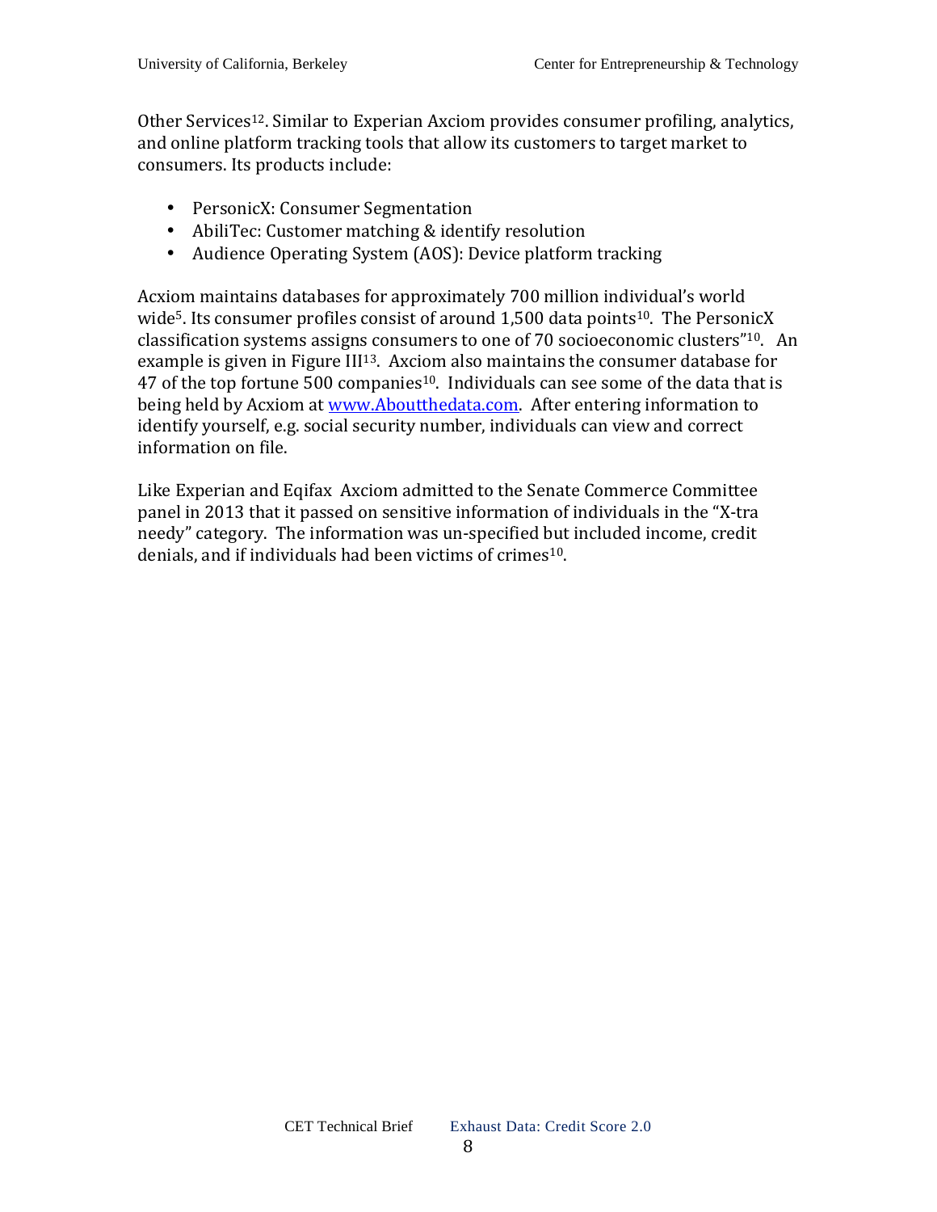Other Services[12]. Similar to Experian Axciom provides consumer profiling, analytics, and online platform tracking tools that allow its customers to target market to consumers. Its products include:

- PersonicX: Consumer Segmentation
- AbiliTec: Customer matching & identify resolution
- Audience Operating System (AOS): Device platform tracking

Acxiom maintains databases for approximately 700 million individual's world wide[5]. Its consumer profiles consist of around 1,500 data points[10]. The PersonicX classification systems assigns consumers to one of 70 socioeconomic clusters"[10]. An example is given in Figure III[13]. Axciom also maintains the consumer database for 47 of the top fortune 500 companies[10]. Individuals can see some of the data that is being held by Acxiom at [www.Aboutthedata.com](http://www.Aboutthedata.com). After entering information to identify yourself, e.g. social security number, individuals can view and correct information on file.

Like Experian and Eqifax Axciom admitted to the Senate Commerce Committee panel in 2013 that it passed on sensitive information of individuals in the "X-tra needy" category. The information was un-specified but included income, credit denials, and if individuals had been victims of crimes[10].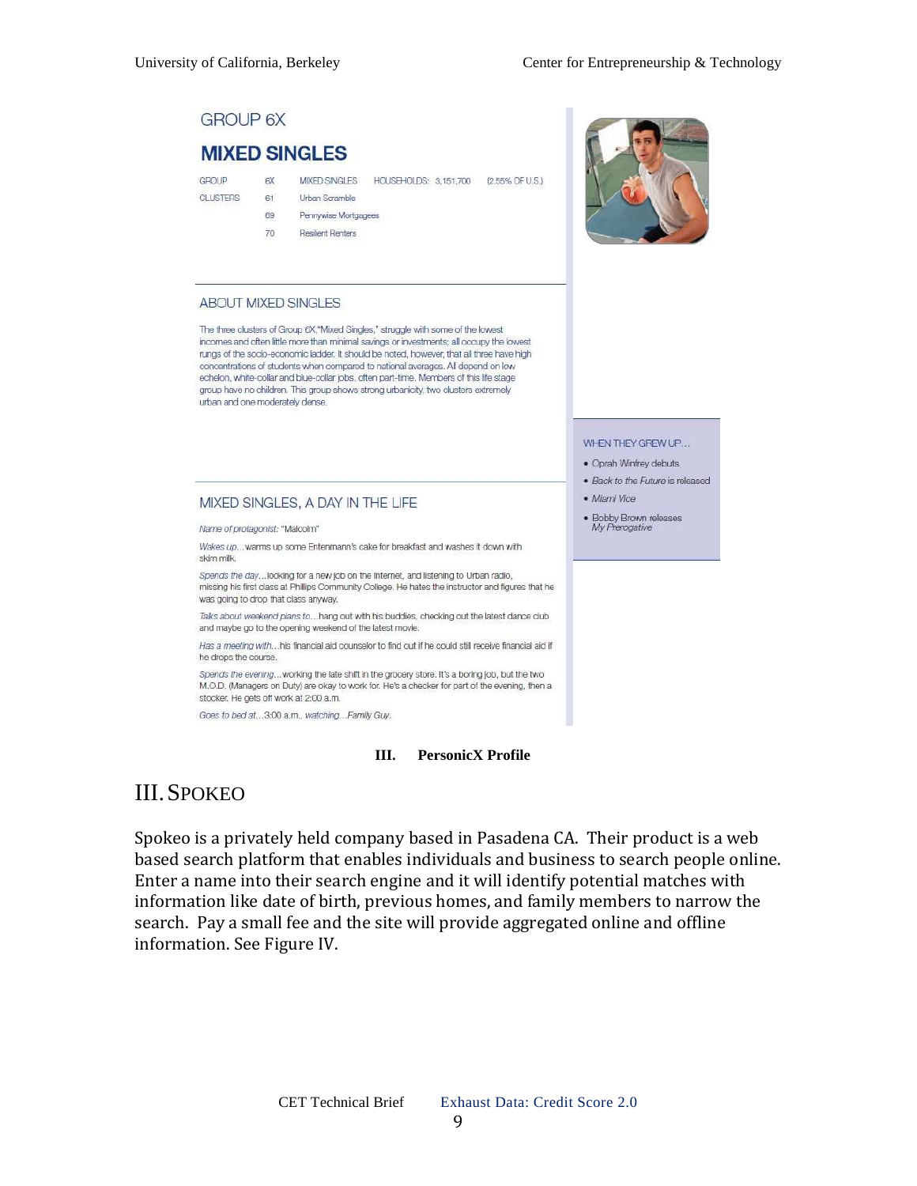## GROUP 6X

### MIXED SINGLES

| | | | |
|---|---|---|---|
| GROUP | 6X | MIXED SINGLES | HOUSEHOLDS: 3,151,700 (2.55% OF U.S.) |
| CLUSTERS | 61 | Urban Scramble | |
| | 69 | Pennywise Mortgagees | |
| | 70 | Resilient Renters | |

### ABOUT MIXED SINGLES

The three clusters of Group 6X,"Mixed Singles," struggle with some of the lowest incomes and often little more than minimal savings or investments; all occupy the lowest rungs of the socio-economic ladder. It should be noted, however, that all three have high concentrations of students when compared to national averages. All depend on low echelon, white-collar and blue-collar jobs, often part-time. Members of this life stage group have no children. This group shows strong urbanicity, two clusters extremely urban and one moderately dense.

### WHEN THEY GREW UP...

- Oprah Winfrey debuts
- *Back to the Future* is released
- *Miami Vice*
- Bobby Brown releases *My Prerogative*

### MIXED SINGLES, A DAY IN THE LIFE

*Name of protagonist:* "Malcolm"

*Wakes up*...warms up some Entenmann's cake for breakfast and washes it down with skim milk.

*Spends the day*...looking for a new job on the Internet, and listening to Urban radio, missing his first class at Phillips Community College. He hates the instructor and figures that he was going to drop that class anyway.

*Talks about weekend plans to*...hang out with his buddies, checking out the latest dance club and maybe go to the opening weekend of the latest movie.

*Has a meeting with*...his financial aid counselor to find out if he could still receive financial aid if he drops the course.

*Spends the evening*...working the late shift in the grocery store. It's a boring job, but the two M.O.D. (Managers on Duty) are okay to work for. He's a checker for part of the evening, then a stocker. He gets off work at 2:00 a.m.

*Goes to bed at*...3:00 a.m., *watching*...*Family Guy*.

**III. PersonicX Profile**

# III. Spokeo

Spokeo is a privately held company based in Pasadena CA. Their product is a web based search platform that enables individuals and business to search people online. Enter a name into their search engine and it will identify potential matches with information like date of birth, previous homes, and family members to narrow the search. Pay a small fee and the site will provide aggregated online and offline information. See Figure IV.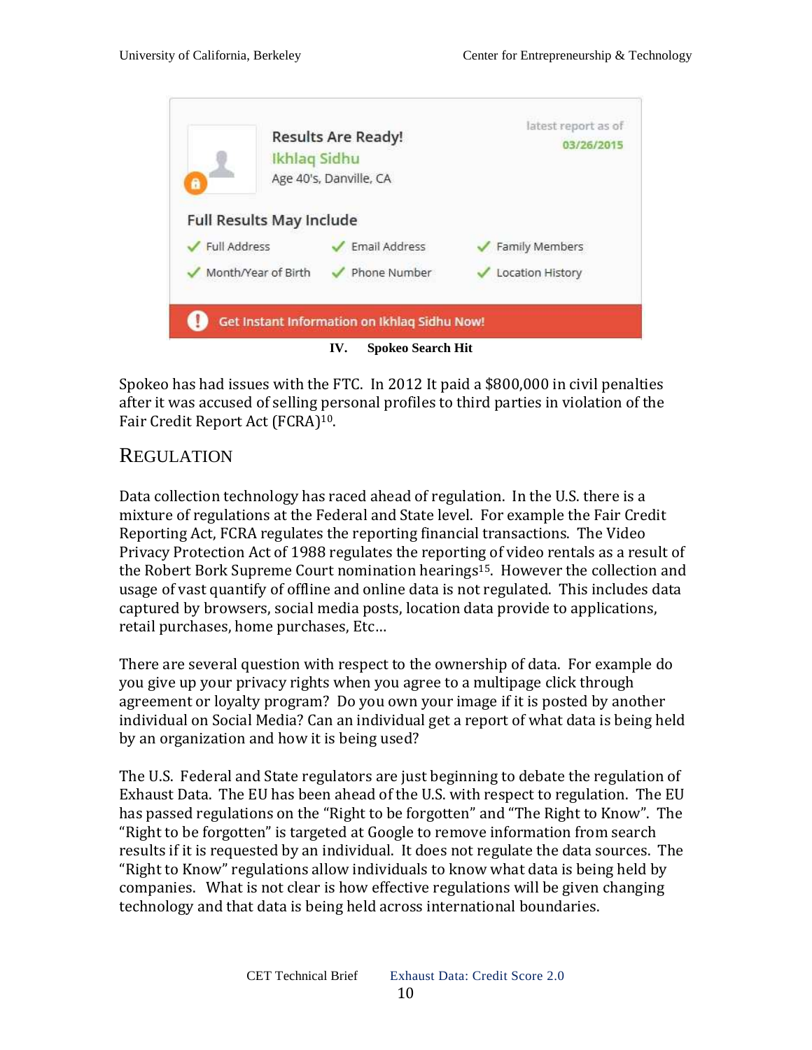Results Are Ready!
Ikhlaq Sidhu
Age 40's, Danville, CA

latest report as of
03/26/2015

Full Results May Include

- Full Address
- Email Address
- Family Members
- Month/Year of Birth
- Phone Number
- Location History

Get Instant Information on Ikhlaq Sidhu Now!

**IV. Spokeo Search Hit**

Spokeo has had issues with the FTC. In 2012 It paid a $800,000 in civil penalties after it was accused of selling personal profiles to third parties in violation of the Fair Credit Report Act (FCRA)[10].

## REGULATION

Data collection technology has raced ahead of regulation. In the U.S. there is a mixture of regulations at the Federal and State level. For example the Fair Credit Reporting Act, FCRA regulates the reporting financial transactions. The Video Privacy Protection Act of 1988 regulates the reporting of video rentals as a result of the Robert Bork Supreme Court nomination hearings[15]. However the collection and usage of vast quantify of offline and online data is not regulated. This includes data captured by browsers, social media posts, location data provide to applications, retail purchases, home purchases, Etc…

There are several question with respect to the ownership of data. For example do you give up your privacy rights when you agree to a multipage click through agreement or loyalty program? Do you own your image if it is posted by another individual on Social Media? Can an individual get a report of what data is being held by an organization and how it is being used?

The U.S. Federal and State regulators are just beginning to debate the regulation of Exhaust Data. The EU has been ahead of the U.S. with respect to regulation. The EU has passed regulations on the "Right to be forgotten" and "The Right to Know". The "Right to be forgotten" is targeted at Google to remove information from search results if it is requested by an individual. It does not regulate the data sources. The "Right to Know" regulations allow individuals to know what data is being held by companies. What is not clear is how effective regulations will be given changing technology and that data is being held across international boundaries.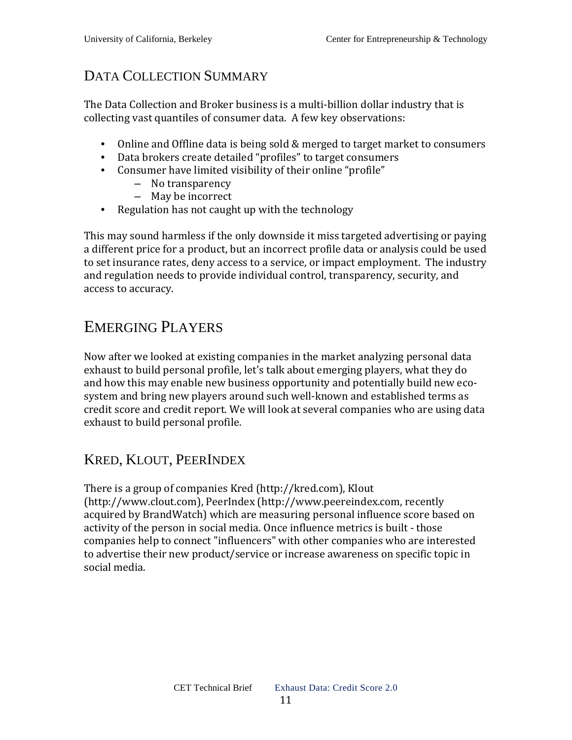## Data Collection Summary

The Data Collection and Broker business is a multi-billion dollar industry that is collecting vast quantiles of consumer data. A few key observations:

- Online and Offline data is being sold & merged to target market to consumers
- Data brokers create detailed "profiles" to target consumers
- Consumer have limited visibility of their online "profile"
  - No transparency
  - May be incorrect
- Regulation has not caught up with the technology

This may sound harmless if the only downside it miss targeted advertising or paying a different price for a product, but an incorrect profile data or analysis could be used to set insurance rates, deny access to a service, or impact employment. The industry and regulation needs to provide individual control, transparency, security, and access to accuracy.

# Emerging Players

Now after we looked at existing companies in the market analyzing personal data exhaust to build personal profile, let's talk about emerging players, what they do and how this may enable new business opportunity and potentially build new eco-system and bring new players around such well-known and established terms as credit score and credit report. We will look at several companies who are using data exhaust to build personal profile.

## Kred, Klout, PeerIndex

There is a group of companies Kred (http://kred.com), Klout (http://www.clout.com), PeerIndex (http://www.peereindex.com, recently acquired by BrandWatch) which are measuring personal influence score based on activity of the person in social media. Once influence metrics is built - those companies help to connect "influencers" with other companies who are interested to advertise their new product/service or increase awareness on specific topic in social media.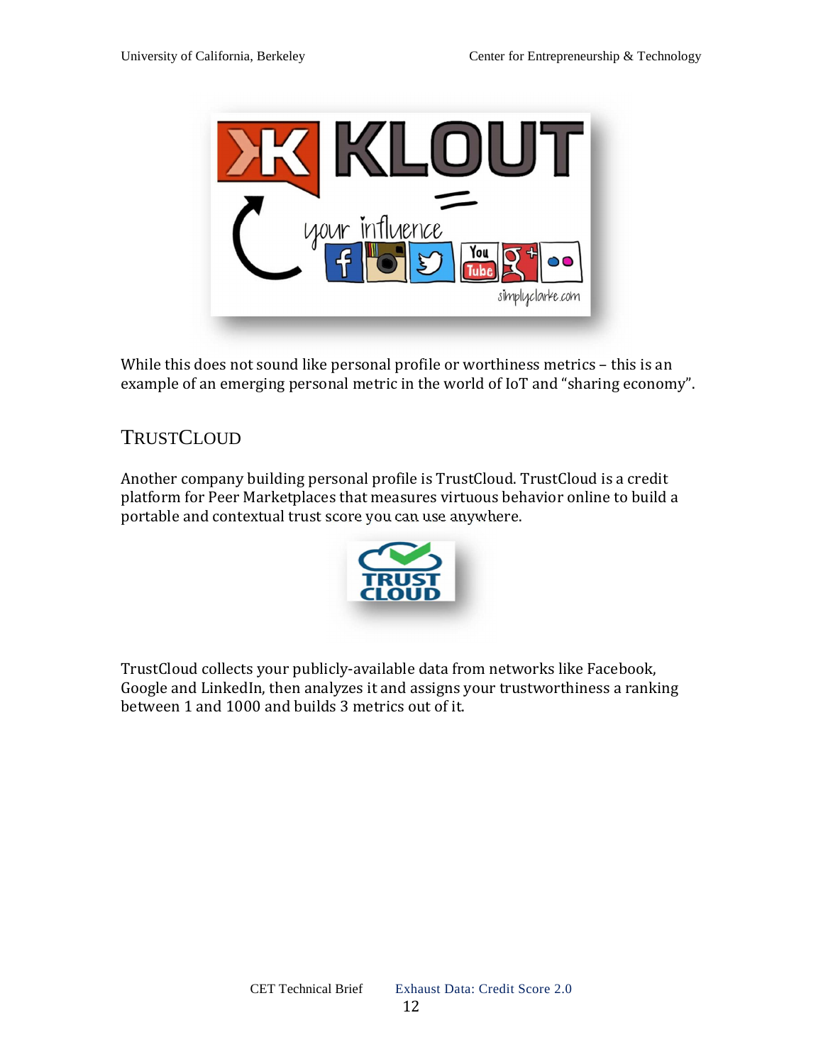While this does not sound like personal profile or worthiness metrics – this is an example of an emerging personal metric in the world of IoT and "sharing economy".

## TrustCloud

Another company building personal profile is TrustCloud. TrustCloud is a credit platform for Peer Marketplaces that measures virtuous behavior online to build a portable and contextual trust score you can use anywhere.

TrustCloud collects your publicly-available data from networks like Facebook, Google and LinkedIn, then analyzes it and assigns your trustworthiness a ranking between 1 and 1000 and builds 3 metrics out of it.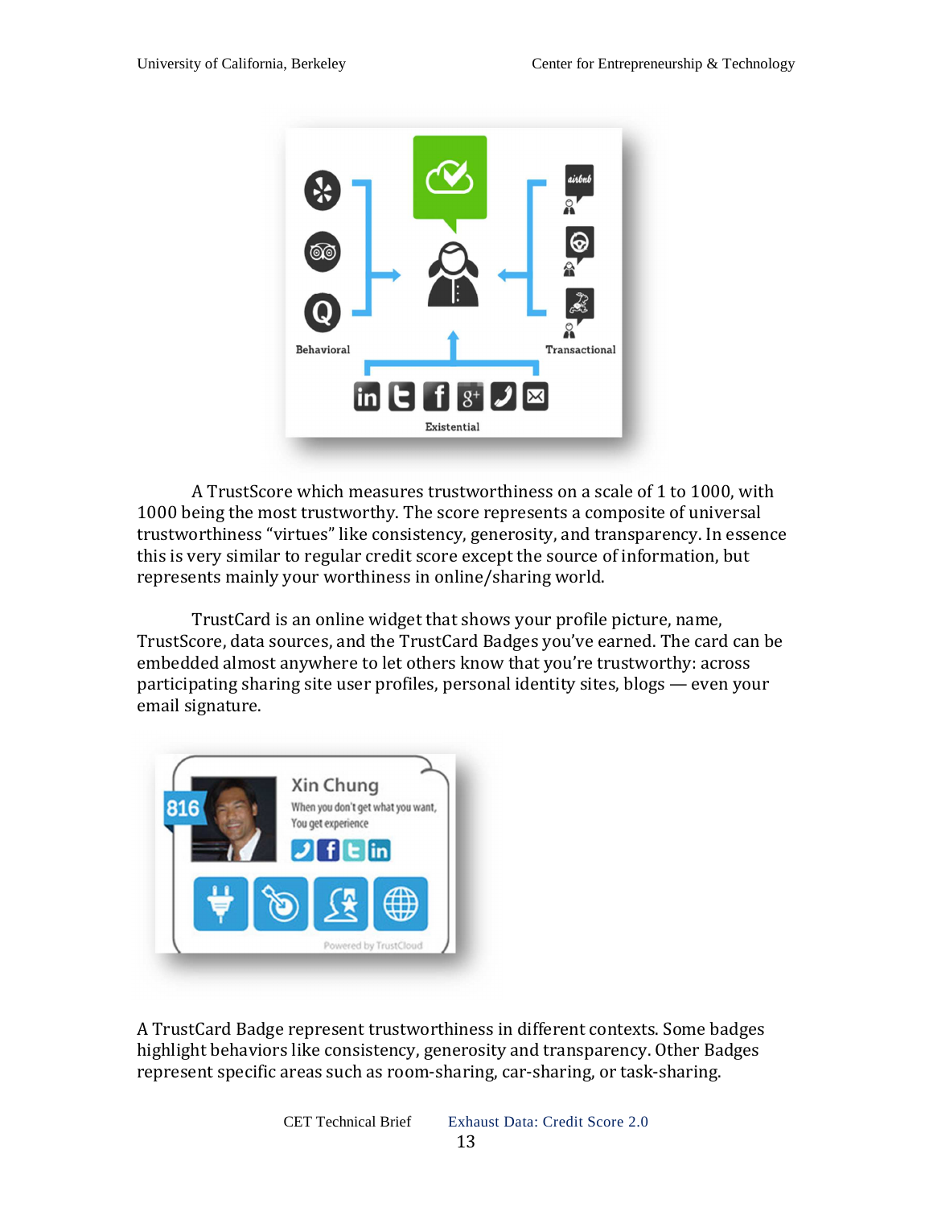A TrustScore which measures trustworthiness on a scale of 1 to 1000, with 1000 being the most trustworthy. The score represents a composite of universal trustworthiness “virtues” like consistency, generosity, and transparency. In essence this is very similar to regular credit score except the source of information, but represents mainly your worthiness in online/sharing world.

TrustCard is an online widget that shows your profile picture, name, TrustScore, data sources, and the TrustCard Badges you’ve earned. The card can be embedded almost anywhere to let others know that you’re trustworthy: across participating sharing site user profiles, personal identity sites, blogs — even your email signature.

A TrustCard Badge represent trustworthiness in different contexts. Some badges highlight behaviors like consistency, generosity and transparency. Other Badges represent specific areas such as room-sharing, car-sharing, or task-sharing.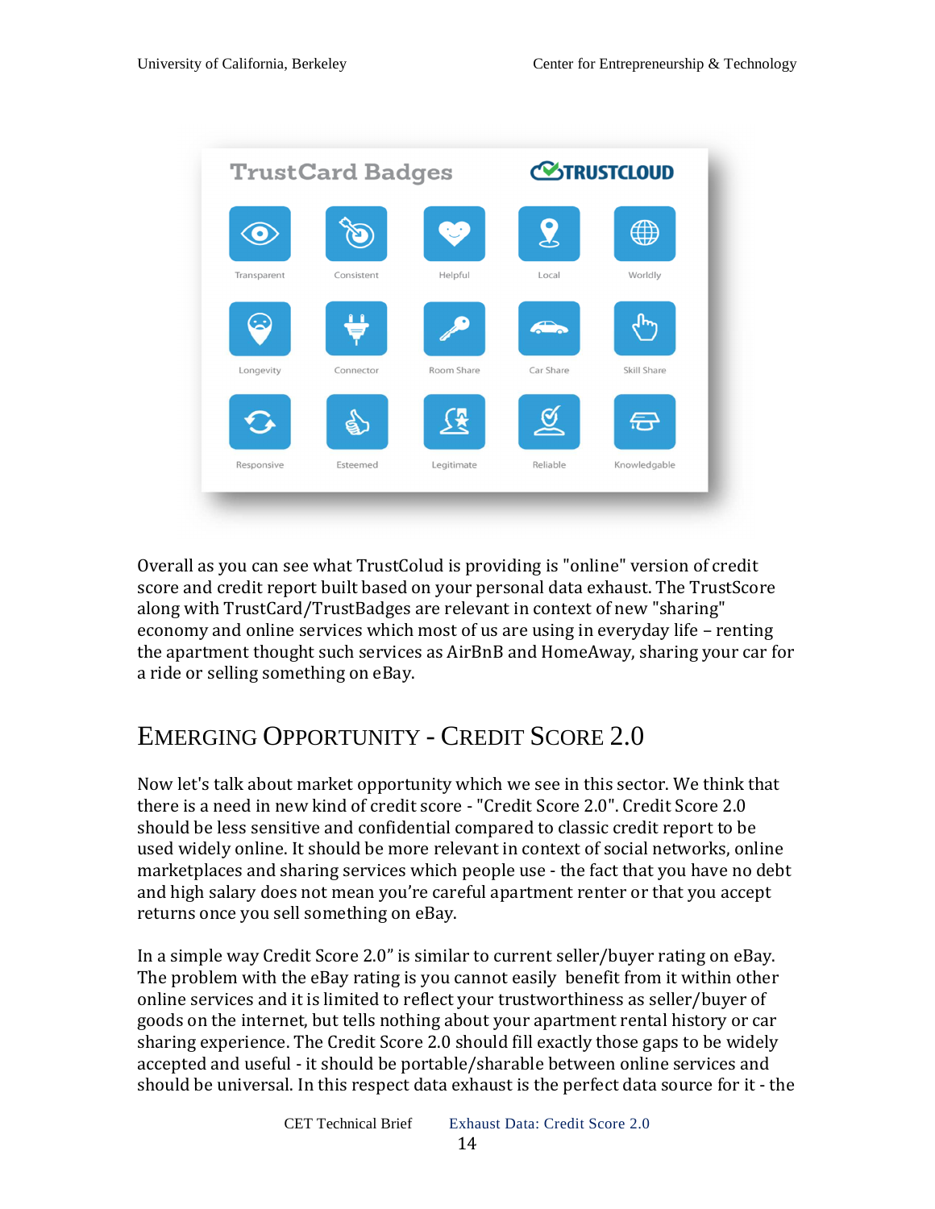Overall as you can see what TrustColud is providing is "online" version of credit score and credit report built based on your personal data exhaust. The TrustScore along with TrustCard/TrustBadges are relevant in context of new "sharing" economy and online services which most of us are using in everyday life – renting the apartment thought such services as AirBnB and HomeAway, sharing your car for a ride or selling something on eBay.

## Emerging Opportunity - Credit Score 2.0

Now let's talk about market opportunity which we see in this sector. We think that there is a need in new kind of credit score - "Credit Score 2.0". Credit Score 2.0 should be less sensitive and confidential compared to classic credit report to be used widely online. It should be more relevant in context of social networks, online marketplaces and sharing services which people use - the fact that you have no debt and high salary does not mean you're careful apartment renter or that you accept returns once you sell something on eBay.

In a simple way Credit Score 2.0" is similar to current seller/buyer rating on eBay. The problem with the eBay rating is you cannot easily benefit from it within other online services and it is limited to reflect your trustworthiness as seller/buyer of goods on the internet, but tells nothing about your apartment rental history or car sharing experience. The Credit Score 2.0 should fill exactly those gaps to be widely accepted and useful - it should be portable/sharable between online services and should be universal. In this respect data exhaust is the perfect data source for it - the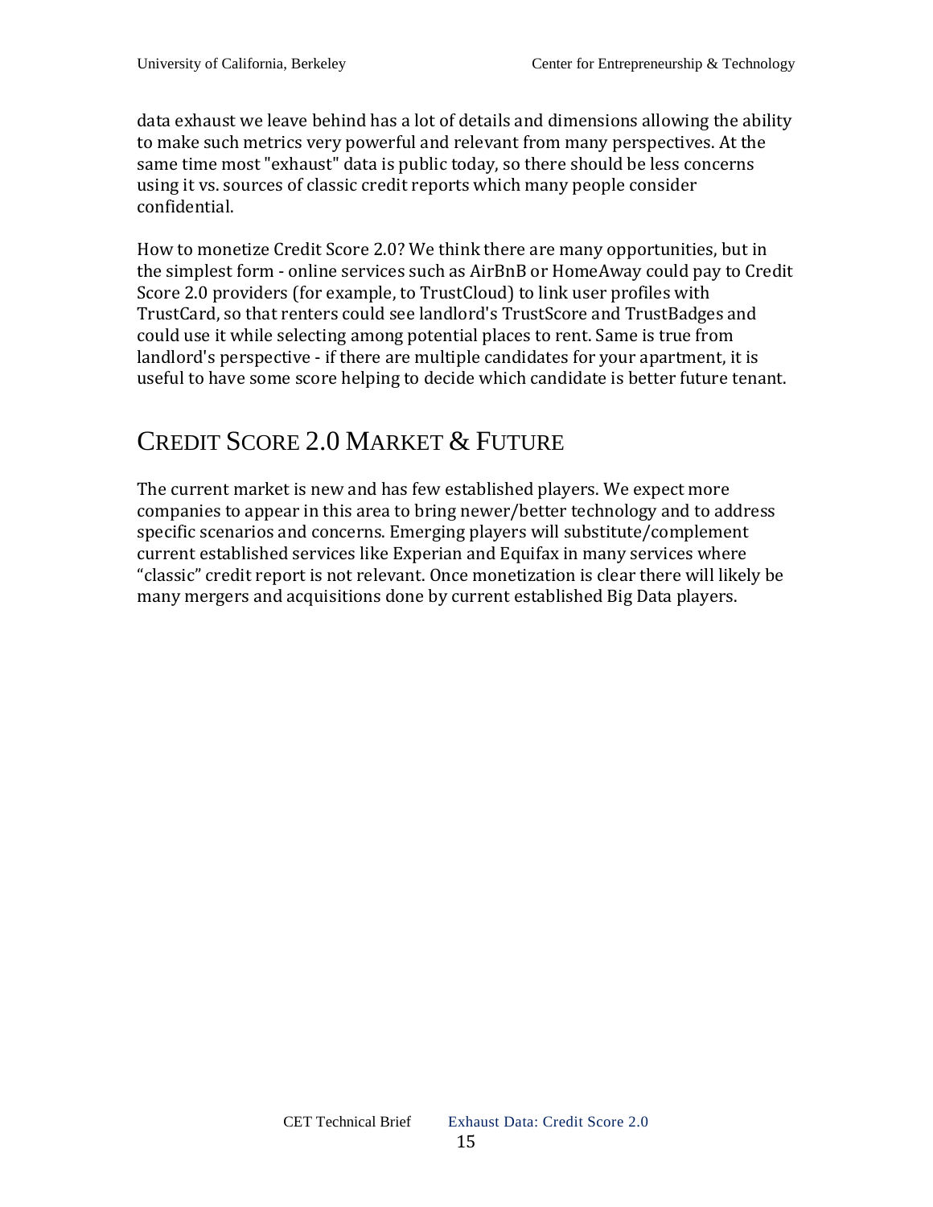data exhaust we leave behind has a lot of details and dimensions allowing the ability to make such metrics very powerful and relevant from many perspectives. At the same time most "exhaust" data is public today, so there should be less concerns using it vs. sources of classic credit reports which many people consider confidential.

How to monetize Credit Score 2.0? We think there are many opportunities, but in the simplest form - online services such as AirBnB or HomeAway could pay to Credit Score 2.0 providers (for example, to TrustCloud) to link user profiles with TrustCard, so that renters could see landlord's TrustScore and TrustBadges and could use it while selecting among potential places to rent. Same is true from landlord's perspective - if there are multiple candidates for your apartment, it is useful to have some score helping to decide which candidate is better future tenant.

# Credit Score 2.0 Market & Future

The current market is new and has few established players. We expect more companies to appear in this area to bring newer/better technology and to address specific scenarios and concerns. Emerging players will substitute/complement current established services like Experian and Equifax in many services where “classic” credit report is not relevant. Once monetization is clear there will likely be many mergers and acquisitions done by current established Big Data players.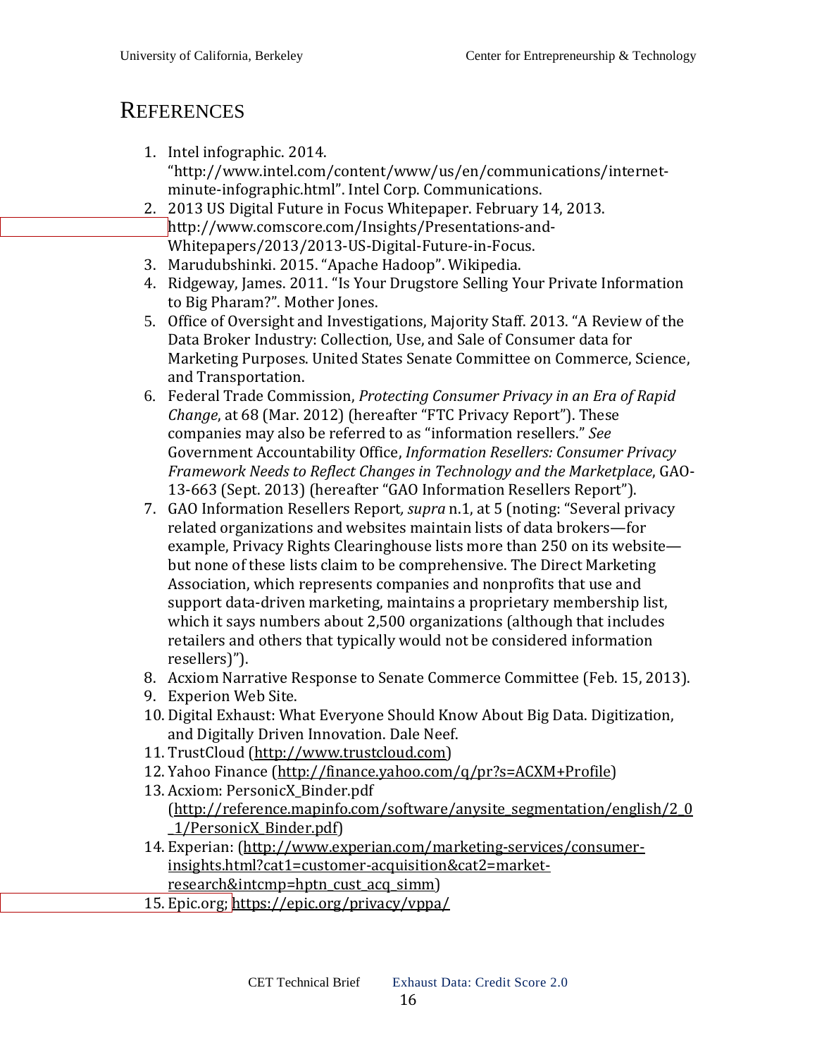# REFERENCES

1. Intel infographic. 2014. "http://www.intel.com/content/www/us/en/communications/internet-minute-infographic.html". Intel Corp. Communications.
2. 2013 US Digital Future in Focus Whitepaper. February 14, 2013. http://www.comscore.com/Insights/Presentations-and-Whitepapers/2013/2013-US-Digital-Future-in-Focus.
3. Marudubshinki. 2015. "Apache Hadoop". Wikipedia.
4. Ridgeway, James. 2011. "Is Your Drugstore Selling Your Private Information to Big Pharam?". Mother Jones.
5. Office of Oversight and Investigations, Majority Staff. 2013. "A Review of the Data Broker Industry: Collection, Use, and Sale of Consumer data for Marketing Purposes. United States Senate Committee on Commerce, Science, and Transportation.
6. Federal Trade Commission, *Protecting Consumer Privacy in an Era of Rapid Change*, at 68 (Mar. 2012) (hereafter "FTC Privacy Report"). These companies may also be referred to as "information resellers." *See* Government Accountability Office, *Information Resellers: Consumer Privacy Framework Needs to Reflect Changes in Technology and the Marketplace*, GAO-13-663 (Sept. 2013) (hereafter "GAO Information Resellers Report").
7. GAO Information Resellers Report*, supra* n.1, at 5 (noting: "Several privacy related organizations and websites maintain lists of data brokers—for example, Privacy Rights Clearinghouse lists more than 250 on its website—but none of these lists claim to be comprehensive. The Direct Marketing Association, which represents companies and nonprofits that use and support data-driven marketing, maintains a proprietary membership list, which it says numbers about 2,500 organizations (although that includes retailers and others that typically would not be considered information resellers)").
8. Acxiom Narrative Response to Senate Commerce Committee (Feb. 15, 2013).
9. Experion Web Site.
10. Digital Exhaust: What Everyone Should Know About Big Data. Digitization, and Digitally Driven Innovation. Dale Neef.
11. TrustCloud (http://www.trustcloud.com)
12. Yahoo Finance (http://finance.yahoo.com/q/pr?s=ACXM+Profile)
13. Acxiom: PersonicX_Binder.pdf (http://reference.mapinfo.com/software/anysite_segmentation/english/2_0_1/PersonicX_Binder.pdf)
14. Experian: (http://www.experian.com/marketing-services/consumer-insights.html?cat1=customer-acquisition&cat2=market-research&intcmp=hptn_cust_acq_simm)
15. Epic.org; https://epic.org/privacy/vppa/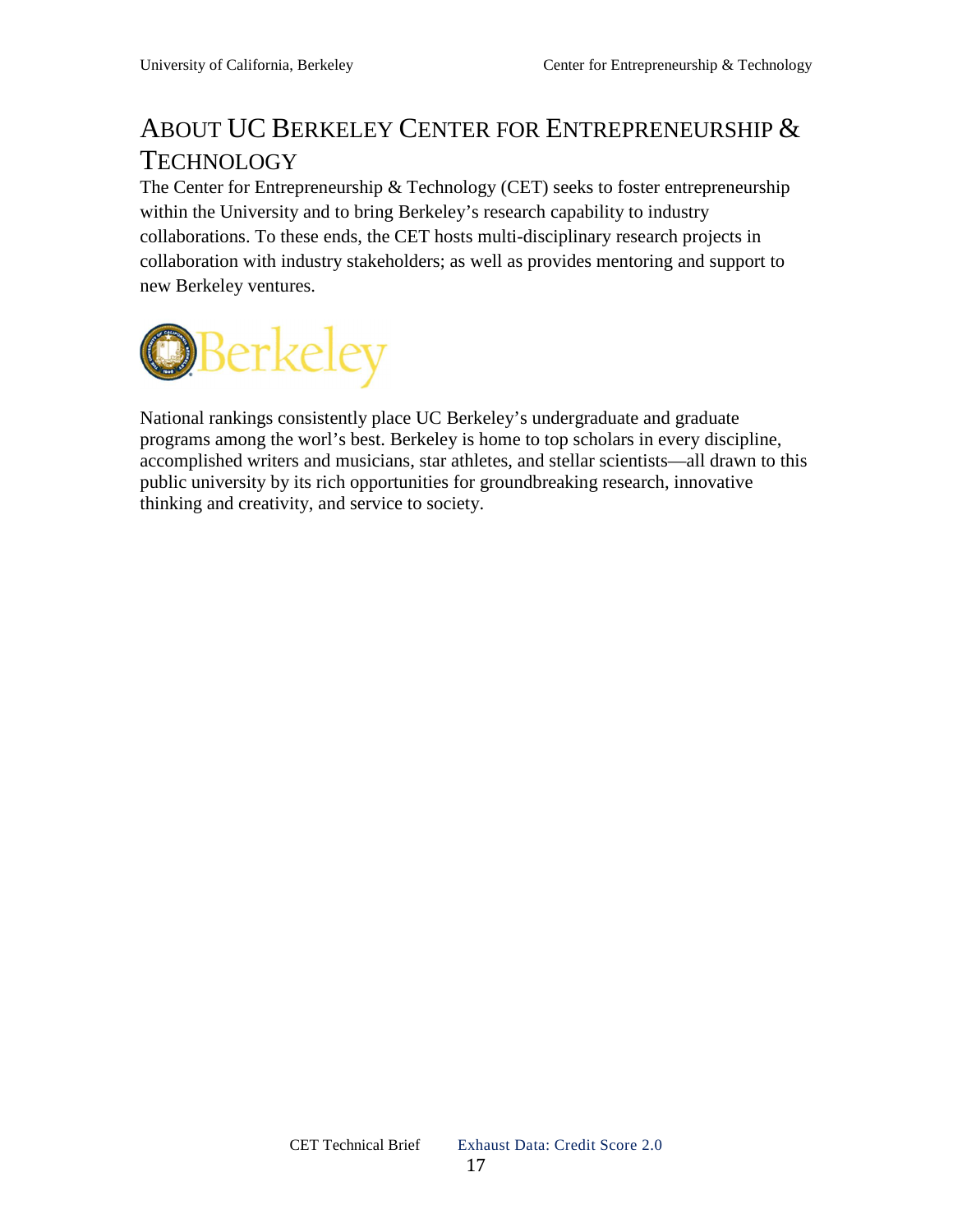# About UC Berkeley Center for Entrepreneurship & Technology

The Center for Entrepreneurship & Technology (CET) seeks to foster entrepreneurship within the University and to bring Berkeley's research capability to industry collaborations. To these ends, the CET hosts multi-disciplinary research projects in collaboration with industry stakeholders; as well as provides mentoring and support to new Berkeley ventures.

National rankings consistently place UC Berkeley's undergraduate and graduate programs among the worl's best. Berkeley is home to top scholars in every discipline, accomplished writers and musicians, star athletes, and stellar scientists—all drawn to this public university by its rich opportunities for groundbreaking research, innovative thinking and creativity, and service to society.